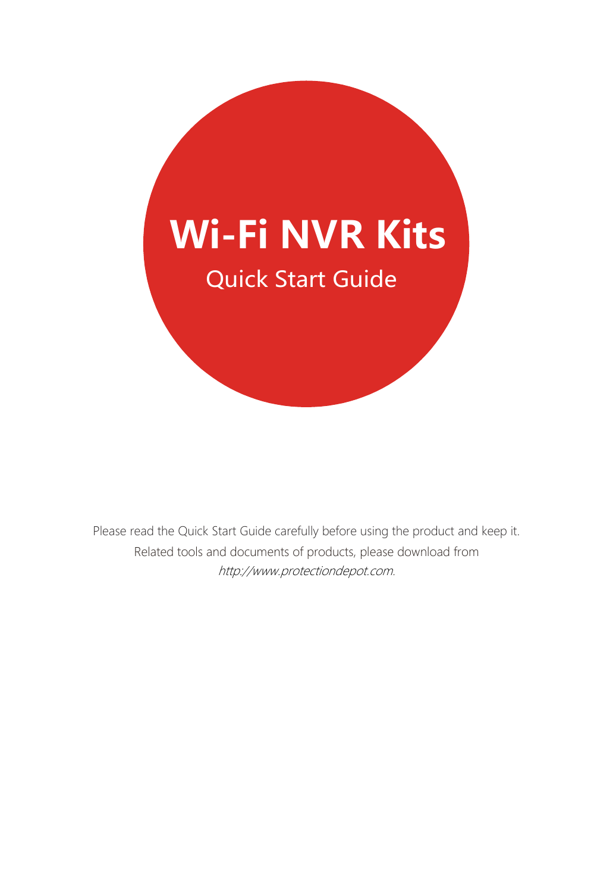# Wi-Fi NVR Kits

## Quick Start Guide

Please read the Quick Start Guide carefully before using the product and keep it.

Related tools and documents of products, please download from

*http://www.protectiondepot.com*.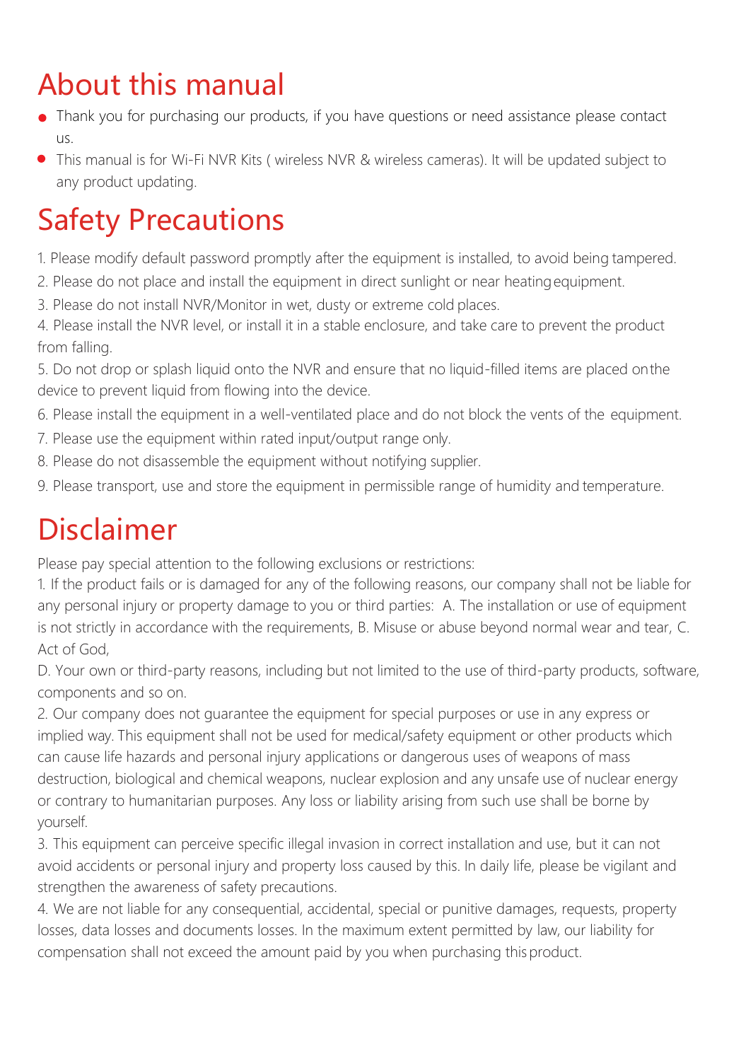# About this manual

- Thank you for purchasing our products, if you have questions or need assistance please contact us.
- This manual is for Wi-Fi NVR Kits ( wireless NVR & wireless cameras). It will be updated subject to any product updating.

# Safety Precautions

1. Please modify default password promptly after the equipment is installed, to avoid being tampered.
2. Please do not place and install the equipment in direct sunlight or near heating equipment.
3. Please do not install NVR/Monitor in wet, dusty or extreme cold places.
4. Please install the NVR level, or install it in a stable enclosure, and take care to prevent the product from falling.
5. Do not drop or splash liquid onto the NVR and ensure that no liquid-filled items are placed on the device to prevent liquid from flowing into the device.
6. Please install the equipment in a well-ventilated place and do not block the vents of the equipment.
7. Please use the equipment within rated input/output range only.
8. Please do not disassemble the equipment without notifying supplier.
9. Please transport, use and store the equipment in permissible range of humidity and temperature.

# Disclaimer

Please pay special attention to the following exclusions or restrictions:

1. If the product fails or is damaged for any of the following reasons, our company shall not be liable for any personal injury or property damage to you or third parties: A. The installation or use of equipment is not strictly in accordance with the requirements, B. Misuse or abuse beyond normal wear and tear, C. Act of God,
D. Your own or third-party reasons, including but not limited to the use of third-party products, software, components and so on.
2. Our company does not guarantee the equipment for special purposes or use in any express or implied way. This equipment shall not be used for medical/safety equipment or other products which can cause life hazards and personal injury applications or dangerous uses of weapons of mass destruction, biological and chemical weapons, nuclear explosion and any unsafe use of nuclear energy or contrary to humanitarian purposes. Any loss or liability arising from such use shall be borne by yourself.
3. This equipment can perceive specific illegal invasion in correct installation and use, but it can not avoid accidents or personal injury and property loss caused by this. In daily life, please be vigilant and strengthen the awareness of safety precautions.
4. We are not liable for any consequential, accidental, special or punitive damages, requests, property losses, data losses and documents losses. In the maximum extent permitted by law, our liability for compensation shall not exceed the amount paid by you when purchasing this product.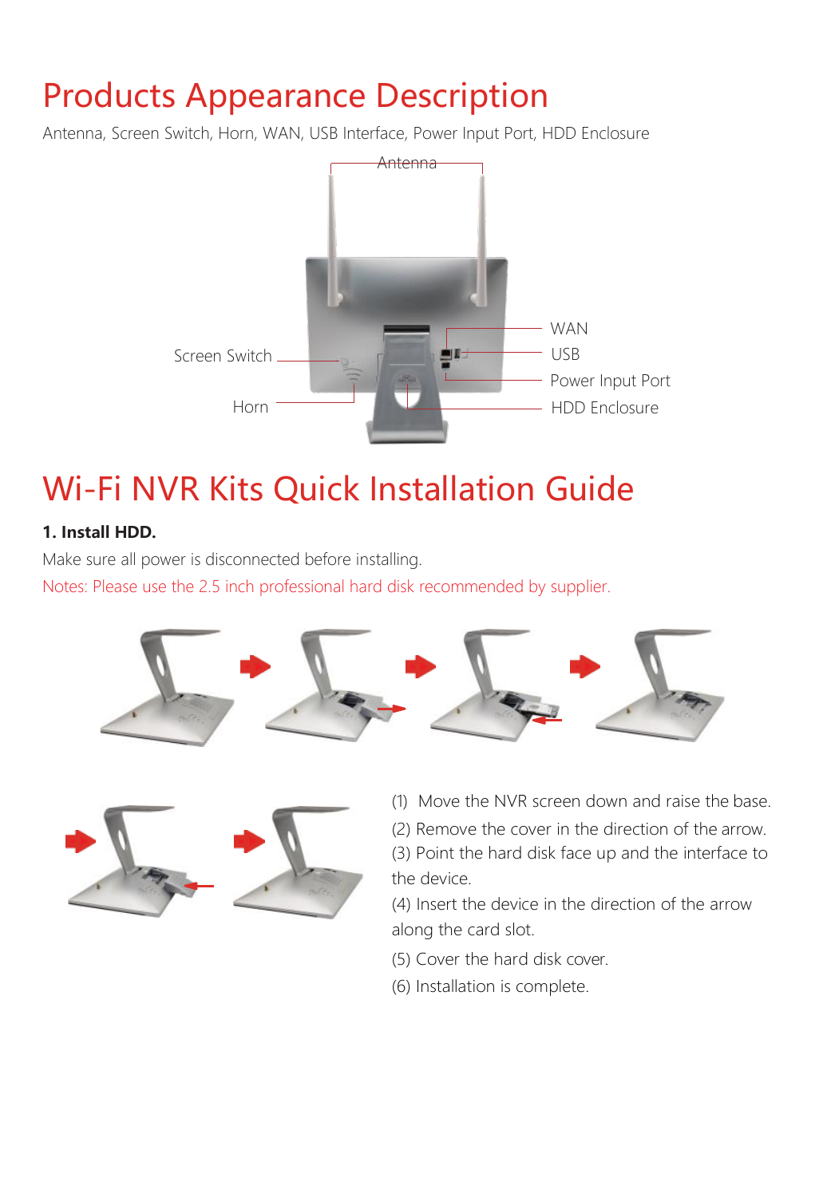# Products Appearance Description

Antenna, Screen Switch, Horn, WAN, USB Interface, Power Input Port, HDD Enclosure

Antenna

Screen Switch

Horn

WAN

USB

Power Input Port

HDD Enclosure

# Wi-Fi NVR Kits Quick Installation Guide

**1. Install HDD.**

Make sure all power is disconnected before installing.

Notes: Please use the 2.5 inch professional hard disk recommended by supplier.

(1) Move the NVR screen down and raise the base.

(2) Remove the cover in the direction of the arrow.

(3) Point the hard disk face up and the interface to the device.

(4) Insert the device in the direction of the arrow along the card slot.

(5) Cover the hard disk cover.

(6) Installation is complete.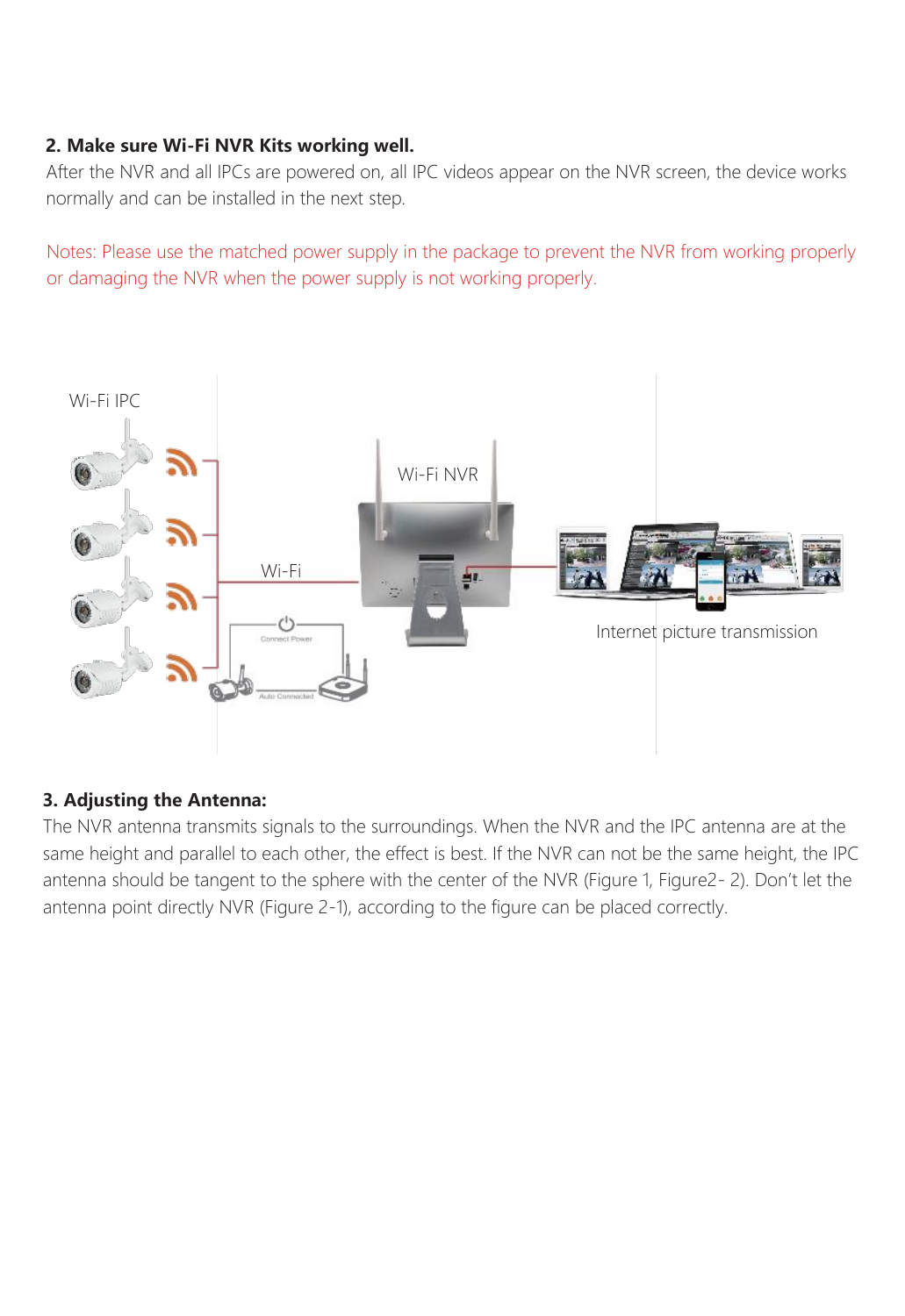**2. Make sure Wi-Fi NVR Kits working well.**

After the NVR and all IPCs are powered on, all IPC videos appear on the NVR screen, the device works normally and can be installed in the next step.

Notes: Please use the matched power supply in the package to prevent the NVR from working properly or damaging the NVR when the power supply is not working properly.

Wi-Fi IPC

Wi-Fi NVR

Wi-Fi

Connect Power

Auto Connected

Internet picture transmission

**3. Adjusting the Antenna:**

The NVR antenna transmits signals to the surroundings. When the NVR and the IPC antenna are at the same height and parallel to each other, the effect is best. If the NVR can not be the same height, the IPC antenna should be tangent to the sphere with the center of the NVR (Figure 1, Figure2- 2). Don't let the antenna point directly NVR (Figure 2-1), according to the figure can be placed correctly.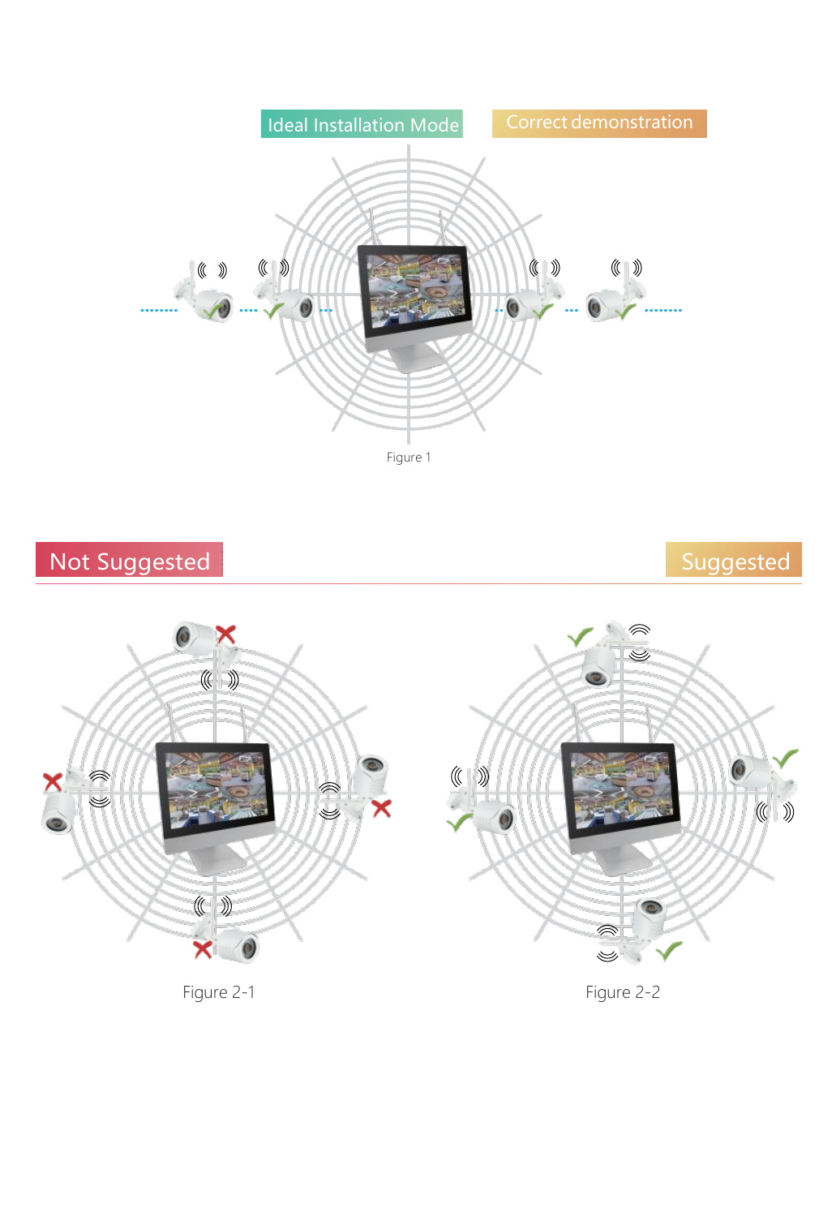Ideal Installation Mode

Correct demonstration

Figure 1

Not Suggested

Suggested

Figure 2-1

Figure 2-2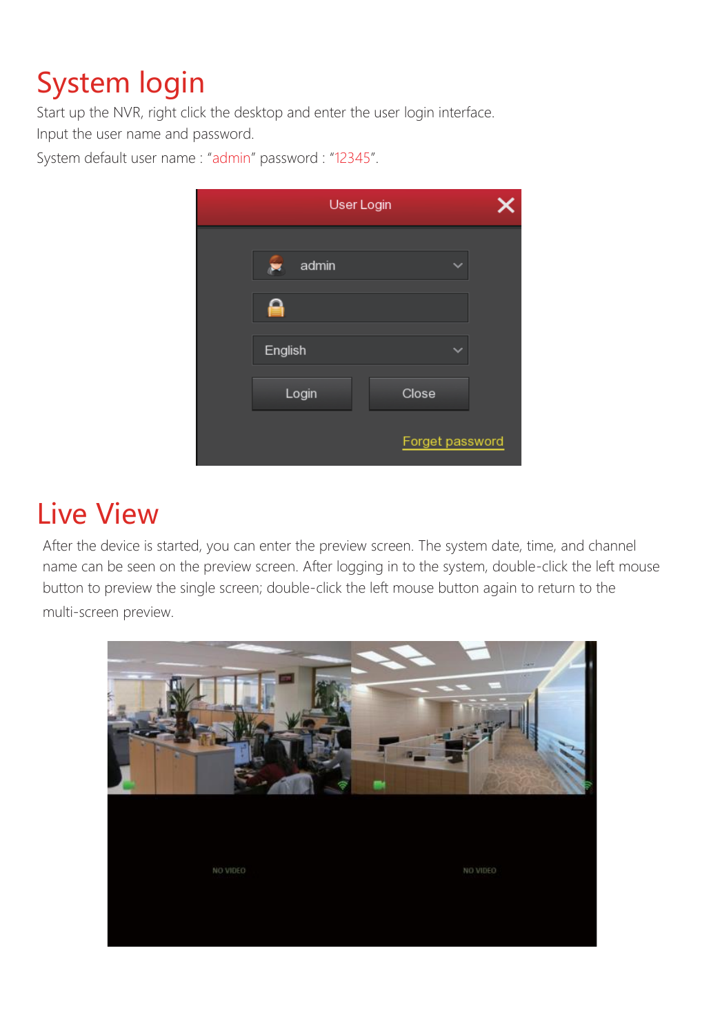# System login

Start up the NVR, right click the desktop and enter the user login interface.

Input the user name and password.

System default user name : "admin" password : "12345".

# Live View

After the device is started, you can enter the preview screen. The system date, time, and channel name can be seen on the preview screen. After logging in to the system, double-click the left mouse button to preview the single screen; double-click the left mouse button again to return to the multi-screen preview.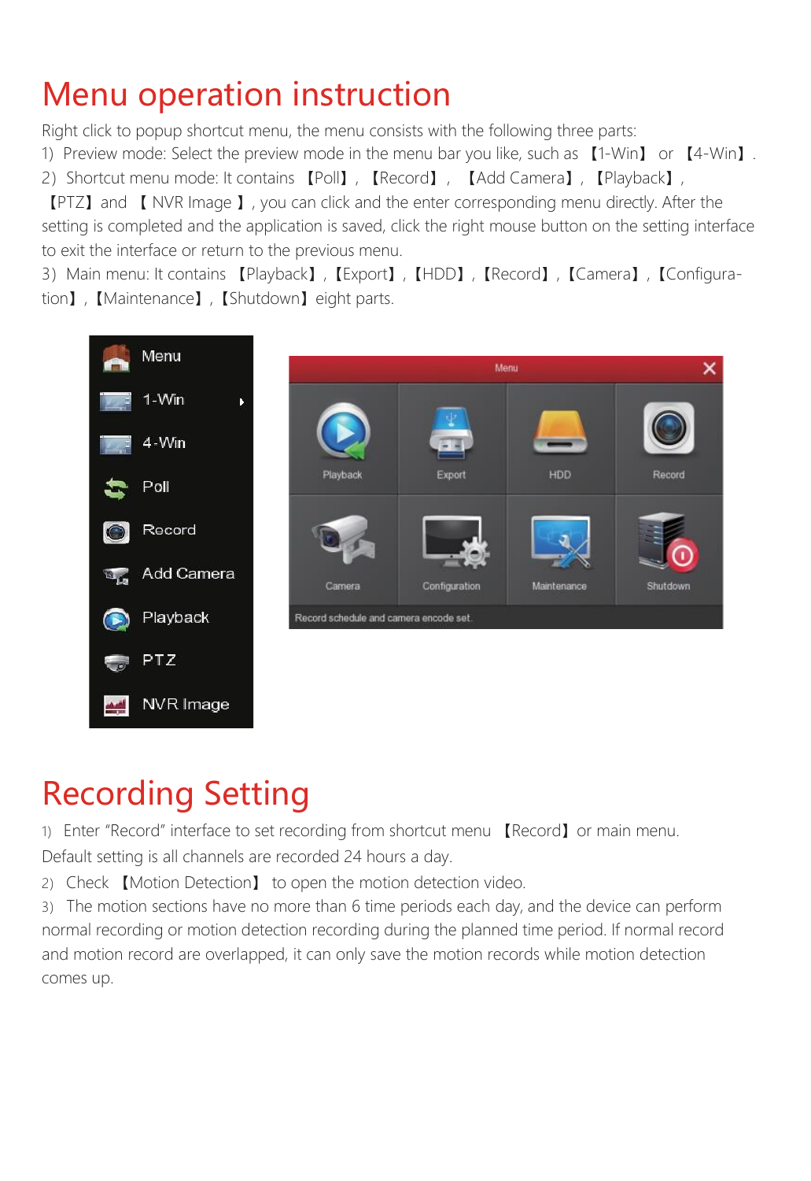# Menu operation instruction

Right click to popup shortcut menu, the menu consists with the following three parts:

1) Preview mode: Select the preview mode in the menu bar you like, such as 【1-Win】 or 【4-Win】.

2) Shortcut menu mode: It contains 【Poll】, 【Record】, 【Add Camera】, 【Playback】, 【PTZ】 and 【NVR Image】, you can click and the enter corresponding menu directly. After the setting is completed and the application is saved, click the right mouse button on the setting interface to exit the interface or return to the previous menu.

3) Main menu: It contains 【Playback】, 【Export】, 【HDD】, 【Record】, 【Camera】, 【Configuration】, 【Maintenance】, 【Shutdown】 eight parts.

# Recording Setting

1) Enter "Record" interface to set recording from shortcut menu 【Record】 or main menu. Default setting is all channels are recorded 24 hours a day.

2) Check 【Motion Detection】 to open the motion detection video.

3) The motion sections have no more than 6 time periods each day, and the device can perform normal recording or motion detection recording during the planned time period. If normal record and motion record are overlapped, it can only save the motion records while motion detection comes up.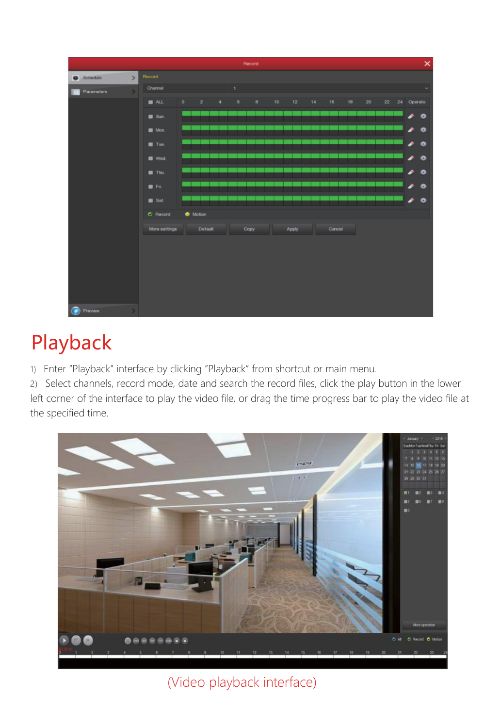# Playback

1) Enter "Playback" interface by clicking "Playback" from shortcut or main menu.

2) Select channels, record mode, date and search the record files, click the play button in the lower left corner of the interface to play the video file, or drag the time progress bar to play the video file at the specified time.

(Video playback interface)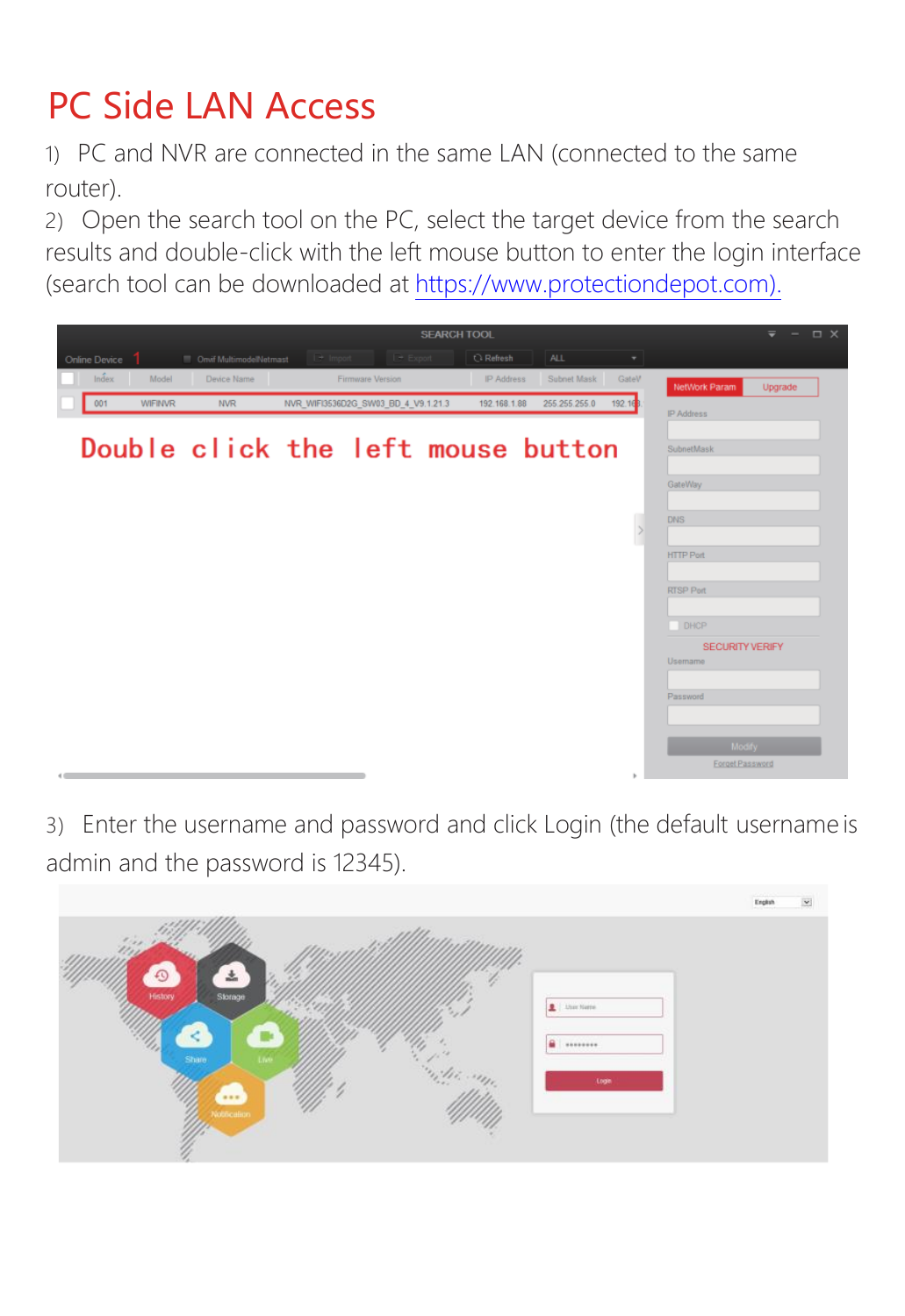# PC Side LAN Access

1) PC and NVR are connected in the same LAN (connected to the same router).

2) Open the search tool on the PC, select the target device from the search results and double-click with the left mouse button to enter the login interface (search tool can be downloaded at https://www.protectiondepot.com).

3) Enter the username and password and click Login (the default username is admin and the password is 12345).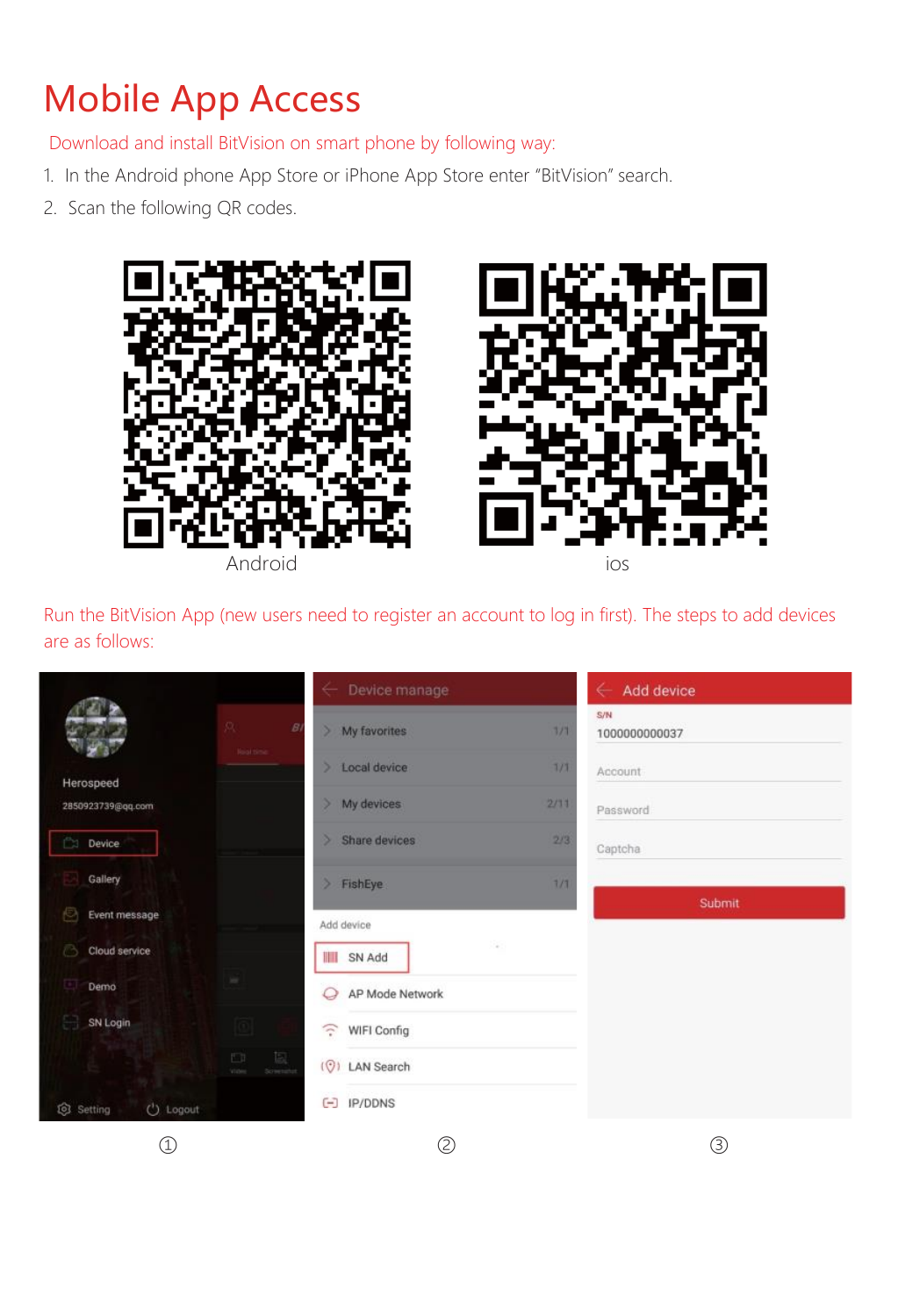# Mobile App Access

Download and install BitVision on smart phone by following way:

1. In the Android phone App Store or iPhone App Store enter "BitVision" search.
2. Scan the following QR codes.

Android ios

Run the BitVision App (new users need to register an account to log in first). The steps to add devices are as follows:

① ② ③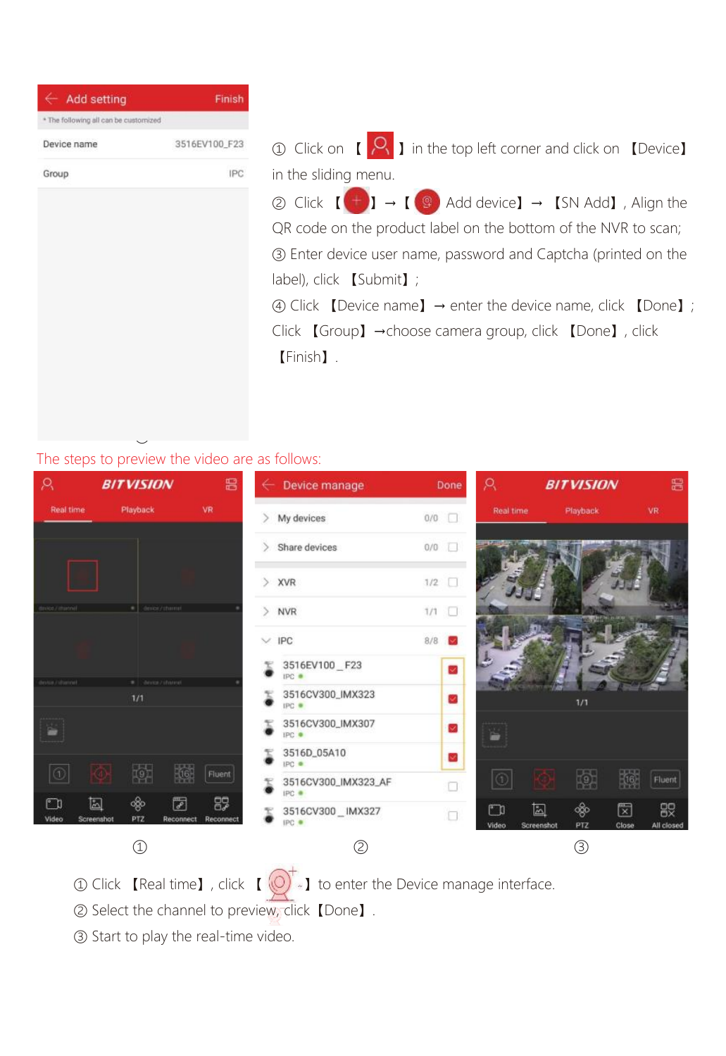① Click on 【 】 in the top left corner and click on 【Device】 in the sliding menu.

② Click 【 】 → 【 Add device】 → 【SN Add】, Align the QR code on the product label on the bottom of the NVR to scan;

③ Enter device user name, password and Captcha (printed on the label), click 【Submit】;

④ Click 【Device name】 → enter the device name, click 【Done】; Click 【Group】 →choose camera group, click 【Done】, click 【Finish】.

The steps to preview the video are as follows:

① Click 【Real time】, click 【 】 to enter the Device manage interface.

② Select the channel to preview, click【Done】.

③ Start to play the real-time video.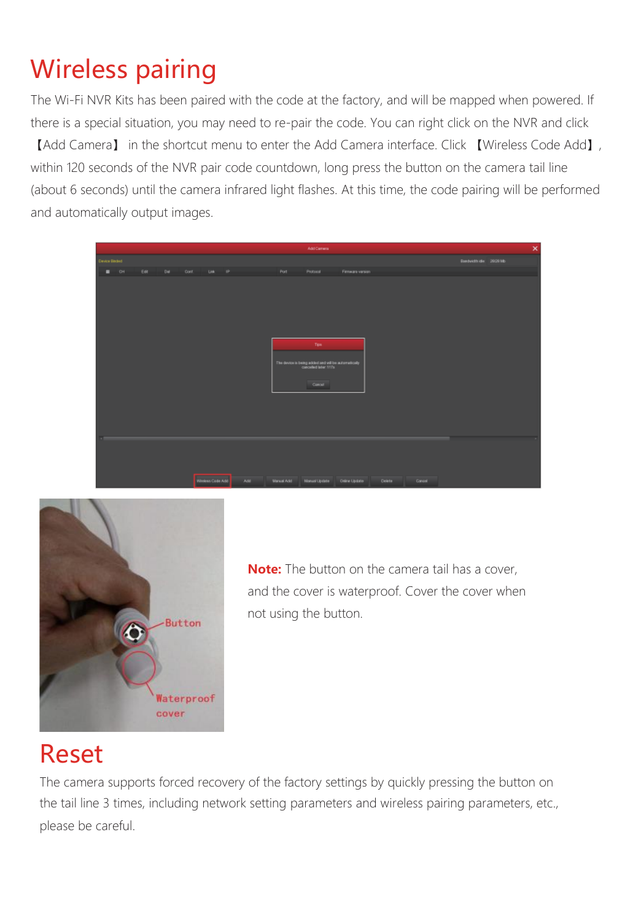# Wireless pairing

The Wi-Fi NVR Kits has been paired with the code at the factory, and will be mapped when powered. If there is a special situation, you may need to re-pair the code. You can right click on the NVR and click 【Add Camera】 in the shortcut menu to enter the Add Camera interface. Click 【Wireless Code Add】, within 120 seconds of the NVR pair code countdown, long press the button on the camera tail line (about 6 seconds) until the camera infrared light flashes. At this time, the code pairing will be performed and automatically output images.

**Note:** The button on the camera tail has a cover, and the cover is waterproof. Cover the cover when not using the button.

# Reset

The camera supports forced recovery of the factory settings by quickly pressing the button on the tail line 3 times, including network setting parameters and wireless pairing parameters, etc., please be careful.